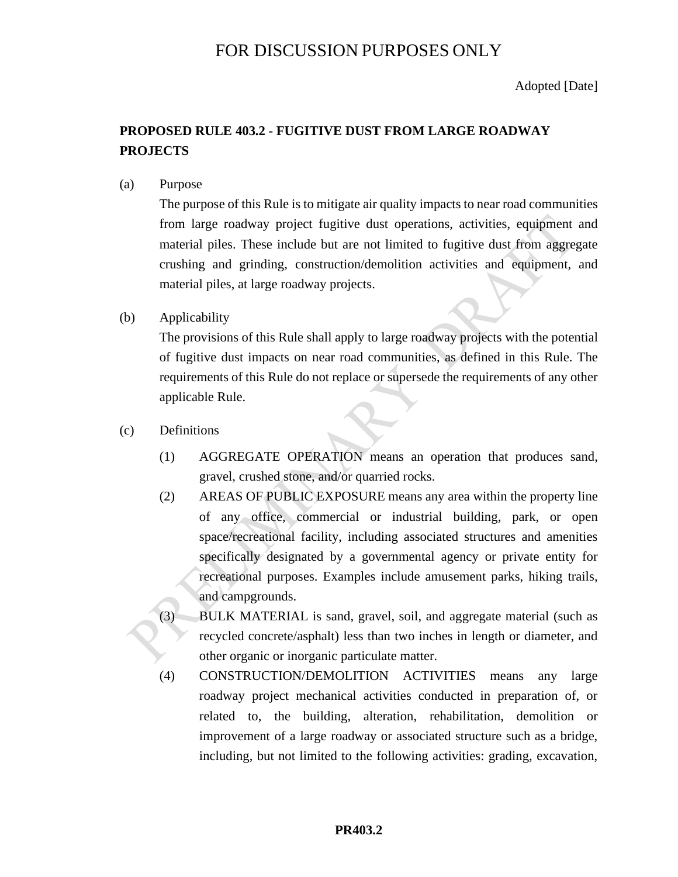FOR DISCUSSION PURPOSES ONLY

Adopted [Date]

## PROPOSED RULE 403.2 - FUGITIVE DUST FROM LARGE ROADWAY PROJECTS

(a) Purpose

The purpose of this Rule is to mitigate air quality impacts to near road communities from large roadway project fugitive dust operations, activities, equipment and material piles. These include but are not limited to fugitive dust from aggregate crushing and grinding, construction/demolition activities and equipment, and material piles, at large roadway projects.

(b) Applicability

The provisions of this Rule shall apply to large roadway projects with the potential of fugitive dust impacts on near road communities, as defined in this Rule. The requirements of this Rule do not replace or supersede the requirements of any other applicable Rule.

(c) Definitions

(1) AGGREGATE OPERATION means an operation that produces sand, gravel, crushed stone, and/or quarried rocks.

(2) AREAS OF PUBLIC EXPOSURE means any area within the property line of any office, commercial or industrial building, park, or open space/recreational facility, including associated structures and amenities specifically designated by a governmental agency or private entity for recreational purposes. Examples include amusement parks, hiking trails, and campgrounds.

(3) BULK MATERIAL is sand, gravel, soil, and aggregate material (such as recycled concrete/asphalt) less than two inches in length or diameter, and other organic or inorganic particulate matter.

(4) CONSTRUCTION/DEMOLITION ACTIVITIES means any large roadway project mechanical activities conducted in preparation of, or related to, the building, alteration, rehabilitation, demolition or improvement of a large roadway or associated structure such as a bridge, including, but not limited to the following activities: grading, excavation,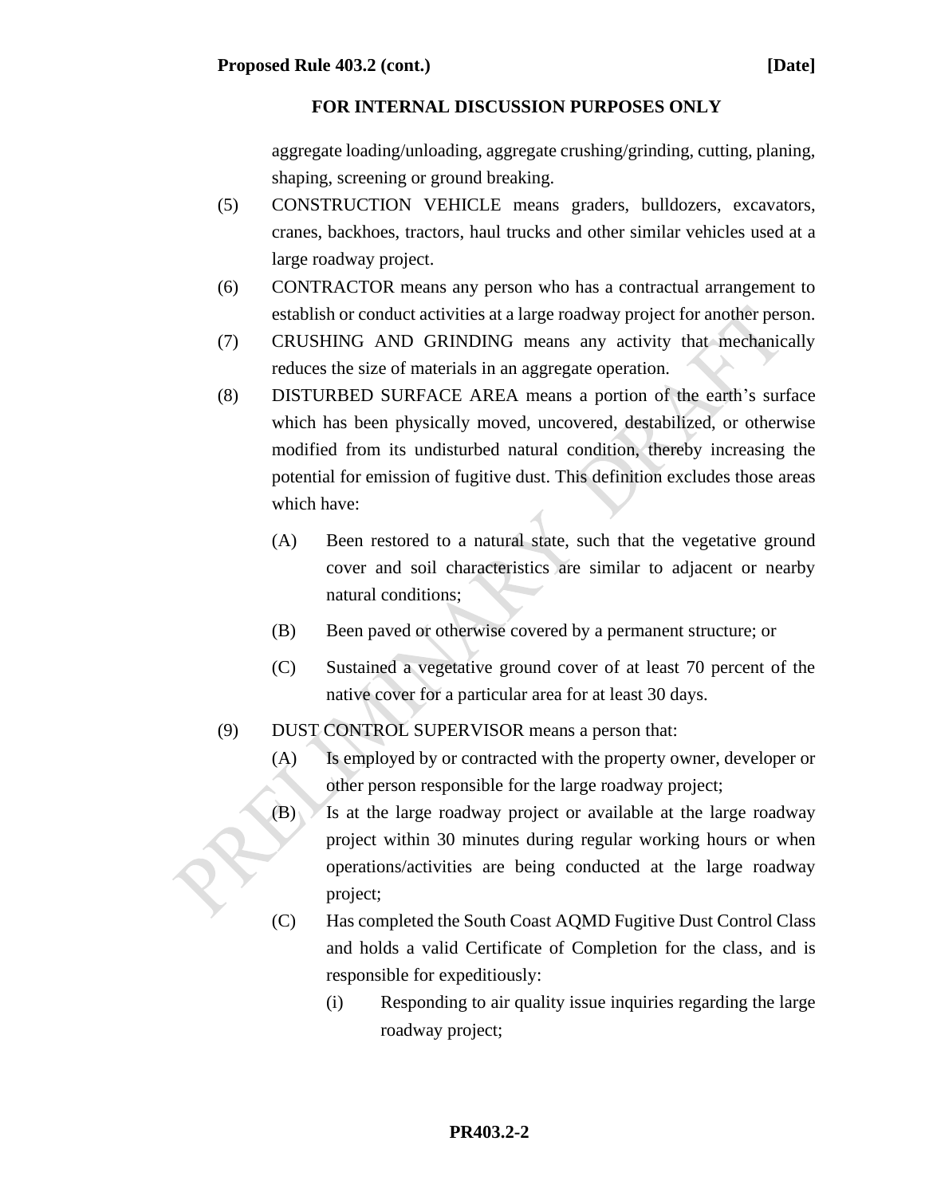**FOR INTERNAL DISCUSSION PURPOSES ONLY**

aggregate loading/unloading, aggregate crushing/grinding, cutting, planing, shaping, screening or ground breaking.

(5) CONSTRUCTION VEHICLE means graders, bulldozers, excavators, cranes, backhoes, tractors, haul trucks and other similar vehicles used at a large roadway project.

(6) CONTRACTOR means any person who has a contractual arrangement to establish or conduct activities at a large roadway project for another person.

(7) CRUSHING AND GRINDING means any activity that mechanically reduces the size of materials in an aggregate operation.

(8) DISTURBED SURFACE AREA means a portion of the earth's surface which has been physically moved, uncovered, destabilized, or otherwise modified from its undisturbed natural condition, thereby increasing the potential for emission of fugitive dust. This definition excludes those areas which have:

- (A) Been restored to a natural state, such that the vegetative ground cover and soil characteristics are similar to adjacent or nearby natural conditions;
- (B) Been paved or otherwise covered by a permanent structure; or
- (C) Sustained a vegetative ground cover of at least 70 percent of the native cover for a particular area for at least 30 days.

(9) DUST CONTROL SUPERVISOR means a person that:

- (A) Is employed by or contracted with the property owner, developer or other person responsible for the large roadway project;
- (B) Is at the large roadway project or available at the large roadway project within 30 minutes during regular working hours or when operations/activities are being conducted at the large roadway project;
- (C) Has completed the South Coast AQMD Fugitive Dust Control Class and holds a valid Certificate of Completion for the class, and is responsible for expeditiously:
  - (i) Responding to air quality issue inquiries regarding the large roadway project;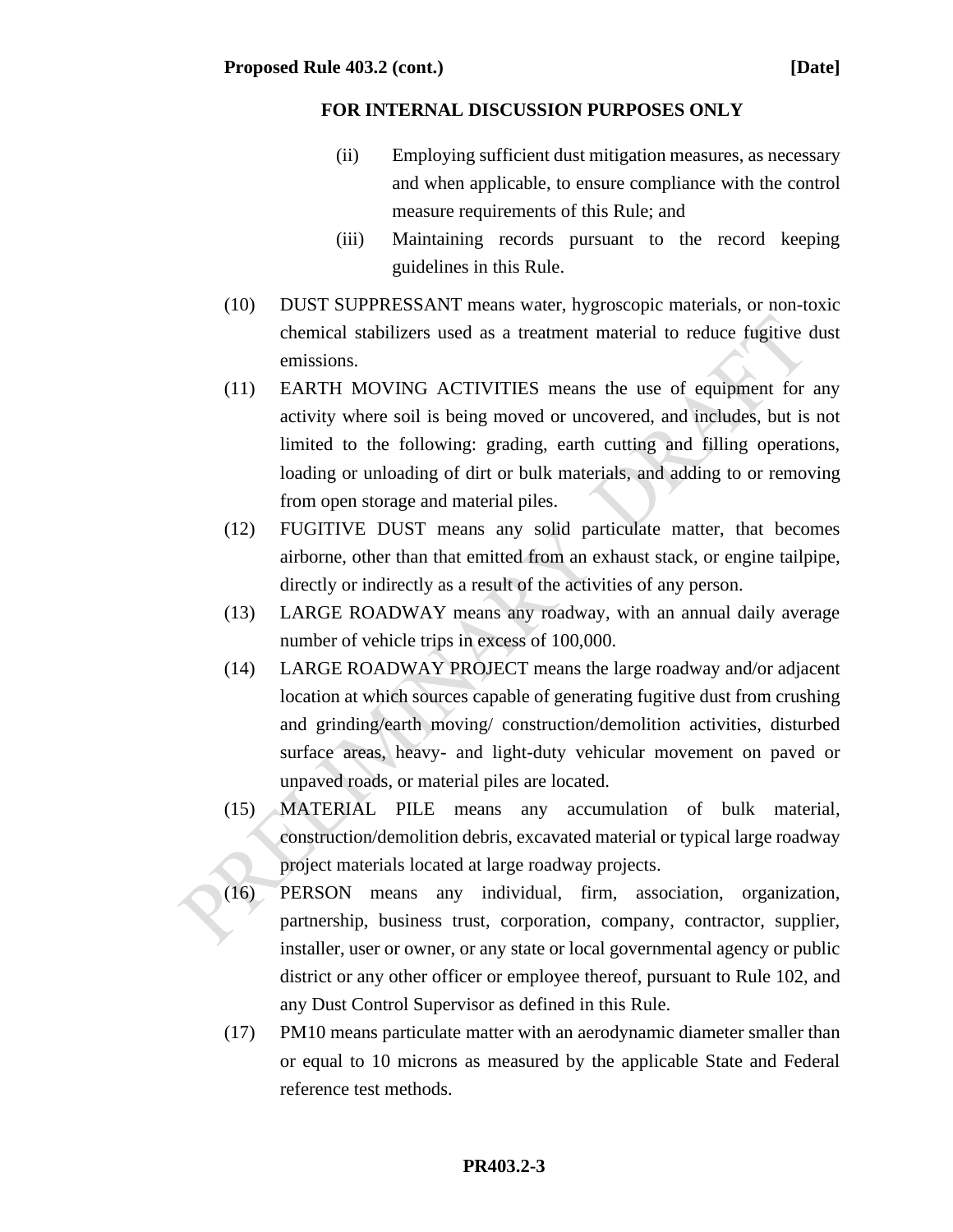**FOR INTERNAL DISCUSSION PURPOSES ONLY**

(ii) Employing sufficient dust mitigation measures, as necessary and when applicable, to ensure compliance with the control measure requirements of this Rule; and

(iii) Maintaining records pursuant to the record keeping guidelines in this Rule.

(10) DUST SUPPRESSANT means water, hygroscopic materials, or non-toxic chemical stabilizers used as a treatment material to reduce fugitive dust emissions.

(11) EARTH MOVING ACTIVITIES means the use of equipment for any activity where soil is being moved or uncovered, and includes, but is not limited to the following: grading, earth cutting and filling operations, loading or unloading of dirt or bulk materials, and adding to or removing from open storage and material piles.

(12) FUGITIVE DUST means any solid particulate matter, that becomes airborne, other than that emitted from an exhaust stack, or engine tailpipe, directly or indirectly as a result of the activities of any person.

(13) LARGE ROADWAY means any roadway, with an annual daily average number of vehicle trips in excess of 100,000.

(14) LARGE ROADWAY PROJECT means the large roadway and/or adjacent location at which sources capable of generating fugitive dust from crushing and grinding/earth moving/ construction/demolition activities, disturbed surface areas, heavy- and light-duty vehicular movement on paved or unpaved roads, or material piles are located.

(15) MATERIAL PILE means any accumulation of bulk material, construction/demolition debris, excavated material or typical large roadway project materials located at large roadway projects.

(16) PERSON means any individual, firm, association, organization, partnership, business trust, corporation, company, contractor, supplier, installer, user or owner, or any state or local governmental agency or public district or any other officer or employee thereof, pursuant to Rule 102, and any Dust Control Supervisor as defined in this Rule.

(17) PM10 means particulate matter with an aerodynamic diameter smaller than or equal to 10 microns as measured by the applicable State and Federal reference test methods.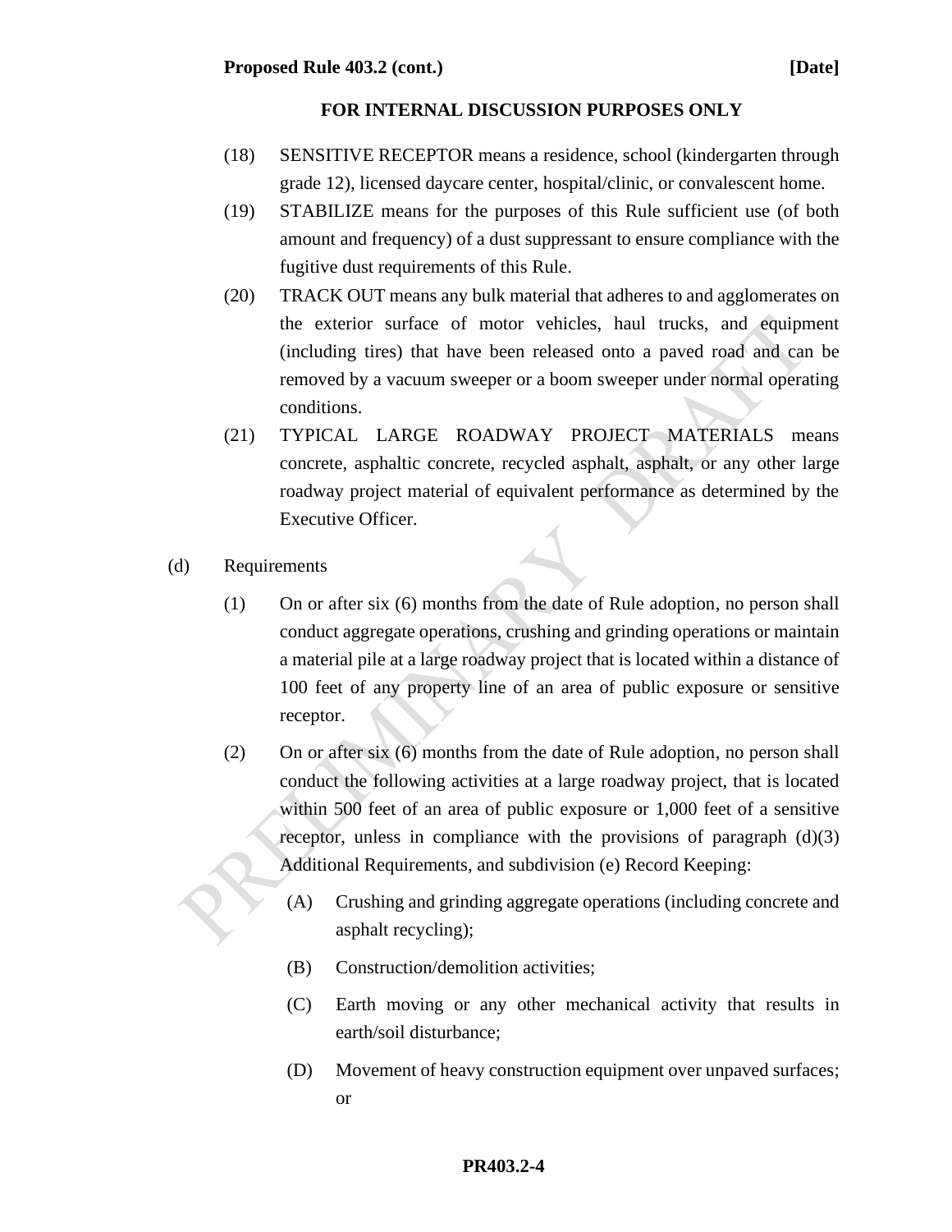**FOR INTERNAL DISCUSSION PURPOSES ONLY**

(18) SENSITIVE RECEPTOR means a residence, school (kindergarten through grade 12), licensed daycare center, hospital/clinic, or convalescent home.

(19) STABILIZE means for the purposes of this Rule sufficient use (of both amount and frequency) of a dust suppressant to ensure compliance with the fugitive dust requirements of this Rule.

(20) TRACK OUT means any bulk material that adheres to and agglomerates on the exterior surface of motor vehicles, haul trucks, and equipment (including tires) that have been released onto a paved road and can be removed by a vacuum sweeper or a boom sweeper under normal operating conditions.

(21) TYPICAL LARGE ROADWAY PROJECT MATERIALS means concrete, asphaltic concrete, recycled asphalt, asphalt, or any other large roadway project material of equivalent performance as determined by the Executive Officer.

(d) Requirements

(1) On or after six (6) months from the date of Rule adoption, no person shall conduct aggregate operations, crushing and grinding operations or maintain a material pile at a large roadway project that is located within a distance of 100 feet of any property line of an area of public exposure or sensitive receptor.

(2) On or after six (6) months from the date of Rule adoption, no person shall conduct the following activities at a large roadway project, that is located within 500 feet of an area of public exposure or 1,000 feet of a sensitive receptor, unless in compliance with the provisions of paragraph (d)(3) Additional Requirements, and subdivision (e) Record Keeping:

(A) Crushing and grinding aggregate operations (including concrete and asphalt recycling);

(B) Construction/demolition activities;

(C) Earth moving or any other mechanical activity that results in earth/soil disturbance;

(D) Movement of heavy construction equipment over unpaved surfaces; or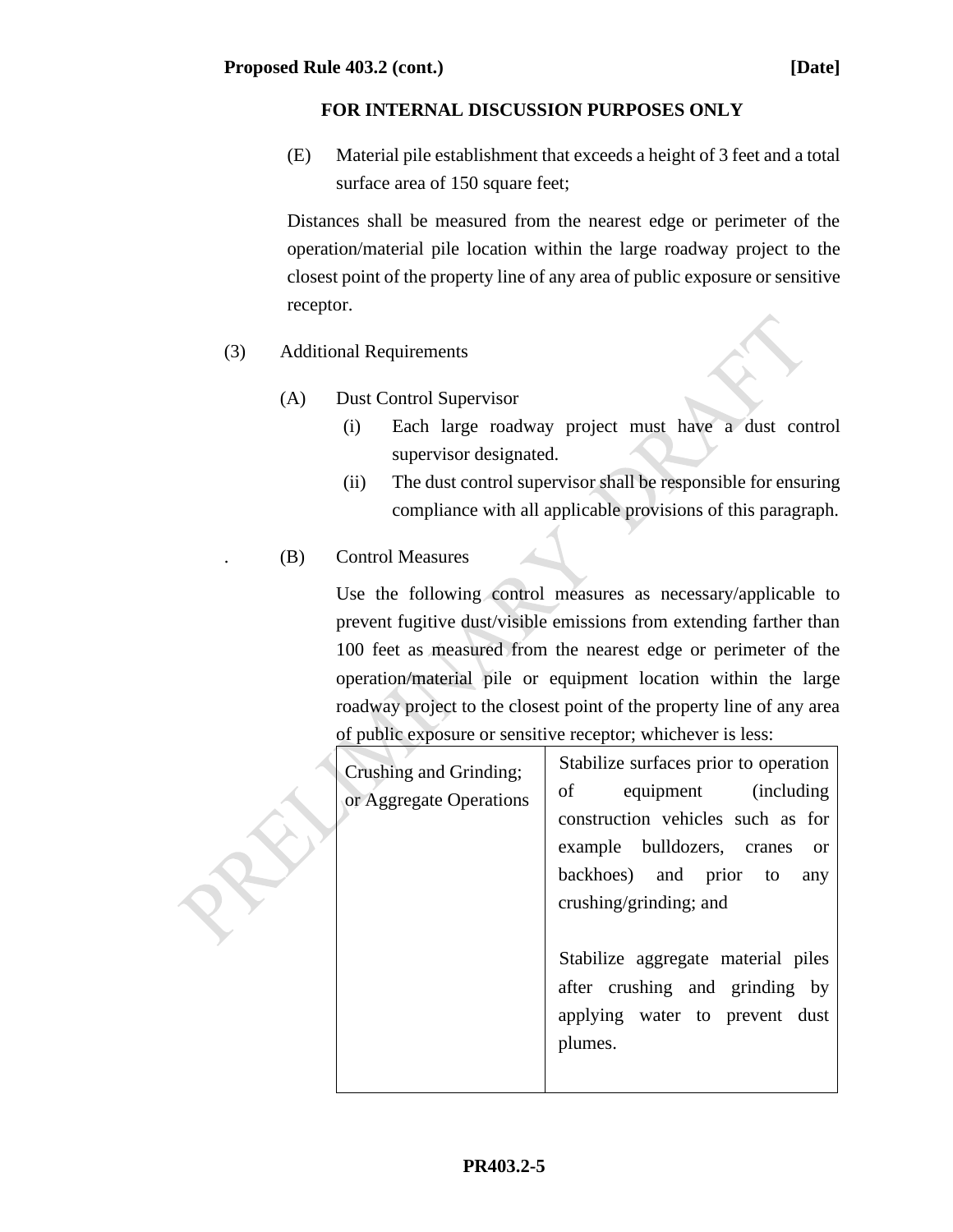**FOR INTERNAL DISCUSSION PURPOSES ONLY**

(E) Material pile establishment that exceeds a height of 3 feet and a total surface area of 150 square feet;

Distances shall be measured from the nearest edge or perimeter of the operation/material pile location within the large roadway project to the closest point of the property line of any area of public exposure or sensitive receptor.

(3) Additional Requirements

(A) Dust Control Supervisor

(i) Each large roadway project must have a dust control supervisor designated.

(ii) The dust control supervisor shall be responsible for ensuring compliance with all applicable provisions of this paragraph.

. (B) Control Measures

Use the following control measures as necessary/applicable to prevent fugitive dust/visible emissions from extending farther than 100 feet as measured from the nearest edge or perimeter of the operation/material pile or equipment location within the large roadway project to the closest point of the property line of any area of public exposure or sensitive receptor; whichever is less:

| | |
|---|---|
| Crushing and Grinding; or Aggregate Operations | Stabilize surfaces prior to operation of equipment (including construction vehicles such as for example bulldozers, cranes or backhoes) and prior to any crushing/grinding; and<br><br>Stabilize aggregate material piles after crushing and grinding by applying water to prevent dust plumes. |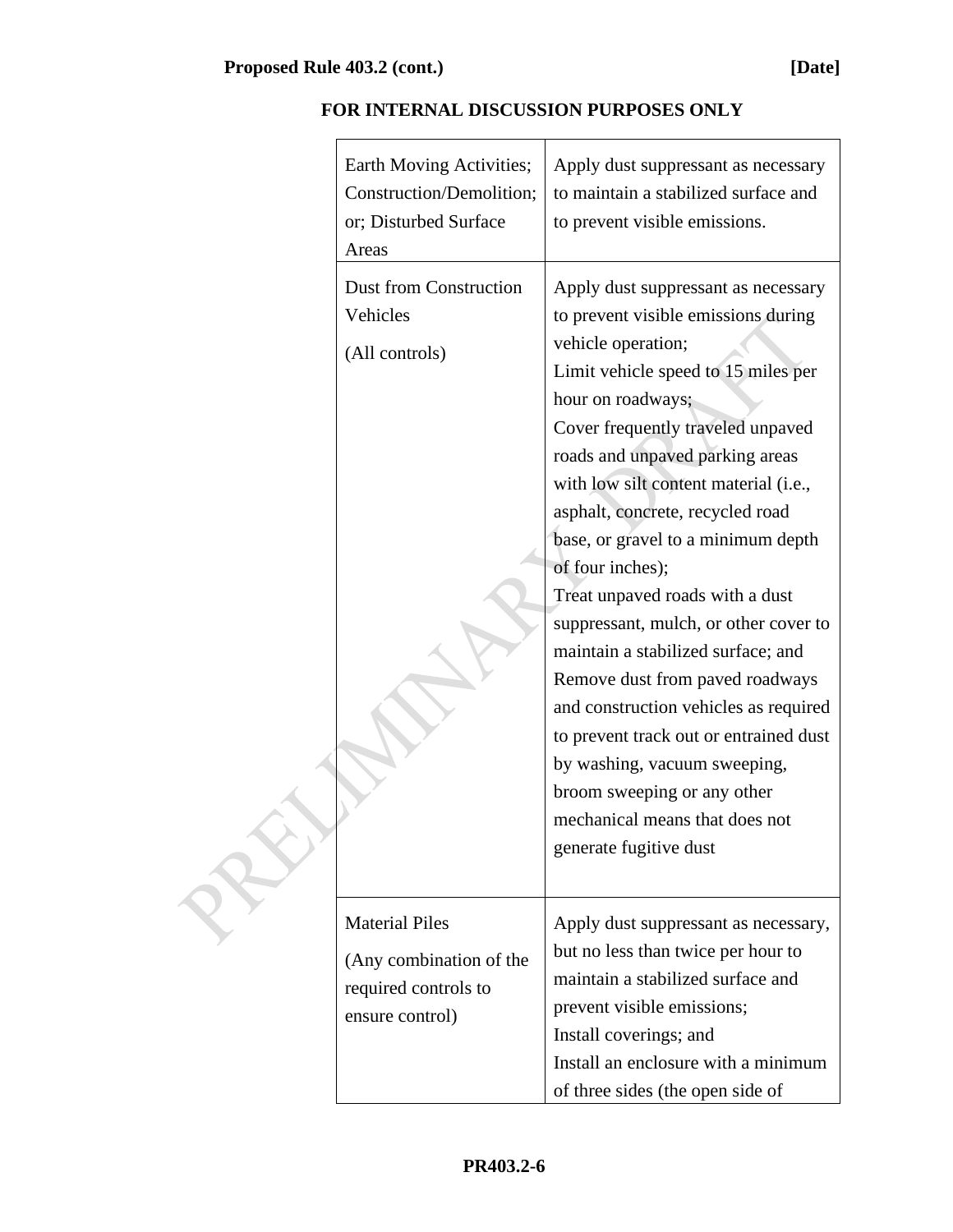**FOR INTERNAL DISCUSSION PURPOSES ONLY**

| | |
|---|---|
| Earth Moving Activities; Construction/Demolition; or; Disturbed Surface Areas | Apply dust suppressant as necessary to maintain a stabilized surface and to prevent visible emissions. |
| Dust from Construction Vehicles<br><br>(All controls) | Apply dust suppressant as necessary to prevent visible emissions during vehicle operation;<br>Limit vehicle speed to 15 miles per hour on roadways;<br>Cover frequently traveled unpaved roads and unpaved parking areas with low silt content material (i.e., asphalt, concrete, recycled road base, or gravel to a minimum depth of four inches);<br>Treat unpaved roads with a dust suppressant, mulch, or other cover to maintain a stabilized surface; and<br>Remove dust from paved roadways and construction vehicles as required to prevent track out or entrained dust by washing, vacuum sweeping, broom sweeping or any other mechanical means that does not generate fugitive dust |
| Material Piles<br><br>(Any combination of the required controls to ensure control) | Apply dust suppressant as necessary, but no less than twice per hour to maintain a stabilized surface and prevent visible emissions;<br>Install coverings; and<br>Install an enclosure with a minimum of three sides (the open side of |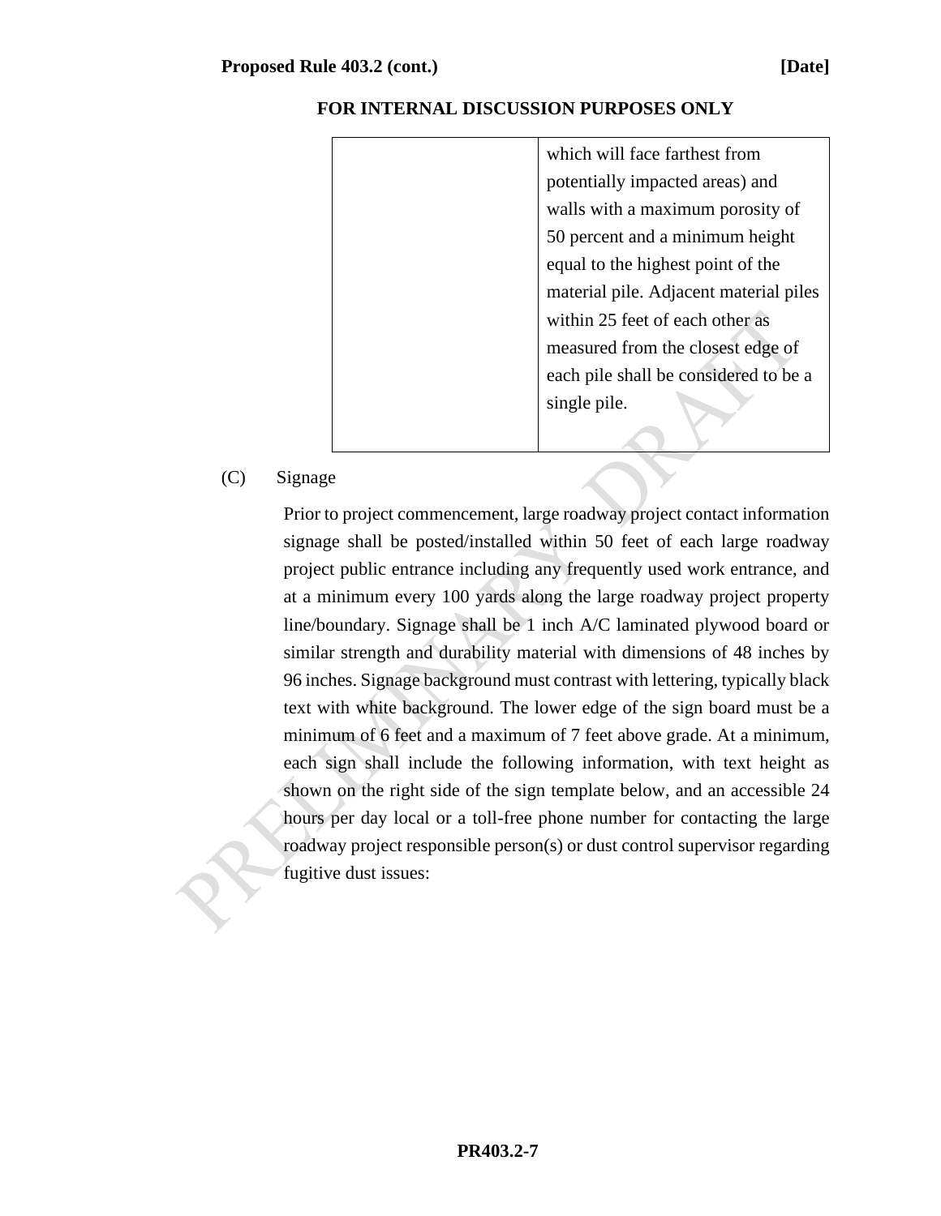FOR INTERNAL DISCUSSION PURPOSES ONLY

| | |
|---|---|
| | which will face farthest from potentially impacted areas) and walls with a maximum porosity of 50 percent and a minimum height equal to the highest point of the material pile. Adjacent material piles within 25 feet of each other as measured from the closest edge of each pile shall be considered to be a single pile. |

(C) Signage

Prior to project commencement, large roadway project contact information signage shall be posted/installed within 50 feet of each large roadway project public entrance including any frequently used work entrance, and at a minimum every 100 yards along the large roadway project property line/boundary. Signage shall be 1 inch A/C laminated plywood board or similar strength and durability material with dimensions of 48 inches by 96 inches. Signage background must contrast with lettering, typically black text with white background. The lower edge of the sign board must be a minimum of 6 feet and a maximum of 7 feet above grade. At a minimum, each sign shall include the following information, with text height as shown on the right side of the sign template below, and an accessible 24 hours per day local or a toll-free phone number for contacting the large roadway project responsible person(s) or dust control supervisor regarding fugitive dust issues: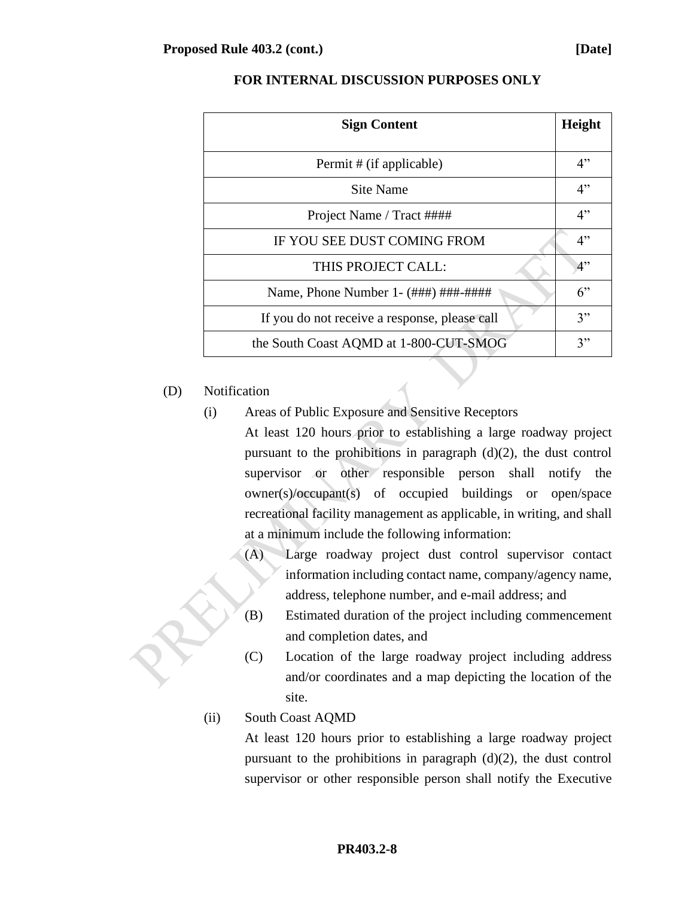FOR INTERNAL DISCUSSION PURPOSES ONLY

| Sign Content | Height |
|---|---|
| Permit # (if applicable) | 4” |
| Site Name | 4” |
| Project Name / Tract #### | 4” |
| IF YOU SEE DUST COMING FROM | 4” |
| THIS PROJECT CALL: | 4” |
| Name, Phone Number 1- (###) ###-#### | 6” |
| If you do not receive a response, please call | 3” |
| the South Coast AQMD at 1-800-CUT-SMOG | 3” |

(D) Notification

(i) Areas of Public Exposure and Sensitive Receptors

At least 120 hours prior to establishing a large roadway project pursuant to the prohibitions in paragraph (d)(2), the dust control supervisor or other responsible person shall notify the owner(s)/occupant(s) of occupied buildings or open/space recreational facility management as applicable, in writing, and shall at a minimum include the following information:

(A) Large roadway project dust control supervisor contact information including contact name, company/agency name, address, telephone number, and e-mail address; and

(B) Estimated duration of the project including commencement and completion dates, and

(C) Location of the large roadway project including address and/or coordinates and a map depicting the location of the site.

(ii) South Coast AQMD

At least 120 hours prior to establishing a large roadway project pursuant to the prohibitions in paragraph (d)(2), the dust control supervisor or other responsible person shall notify the Executive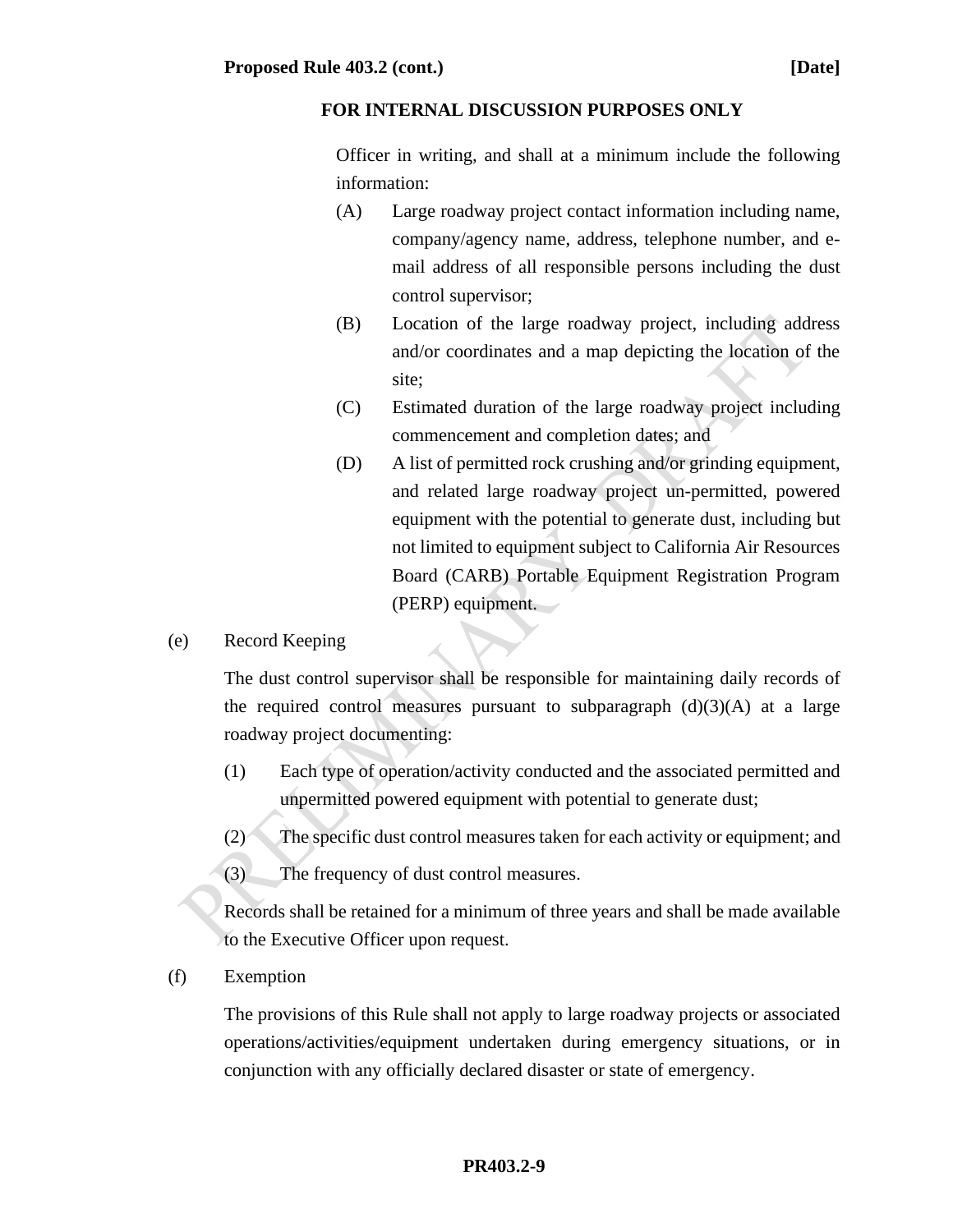**FOR INTERNAL DISCUSSION PURPOSES ONLY**

Officer in writing, and shall at a minimum include the following information:

(A) Large roadway project contact information including name, company/agency name, address, telephone number, and e-mail address of all responsible persons including the dust control supervisor;

(B) Location of the large roadway project, including address and/or coordinates and a map depicting the location of the site;

(C) Estimated duration of the large roadway project including commencement and completion dates; and

(D) A list of permitted rock crushing and/or grinding equipment, and related large roadway project un-permitted, powered equipment with the potential to generate dust, including but not limited to equipment subject to California Air Resources Board (CARB) Portable Equipment Registration Program (PERP) equipment.

(e) Record Keeping

The dust control supervisor shall be responsible for maintaining daily records of the required control measures pursuant to subparagraph (d)(3)(A) at a large roadway project documenting:

(1) Each type of operation/activity conducted and the associated permitted and unpermitted powered equipment with potential to generate dust;

(2) The specific dust control measures taken for each activity or equipment; and

(3) The frequency of dust control measures.

Records shall be retained for a minimum of three years and shall be made available to the Executive Officer upon request.

(f) Exemption

The provisions of this Rule shall not apply to large roadway projects or associated operations/activities/equipment undertaken during emergency situations, or in conjunction with any officially declared disaster or state of emergency.